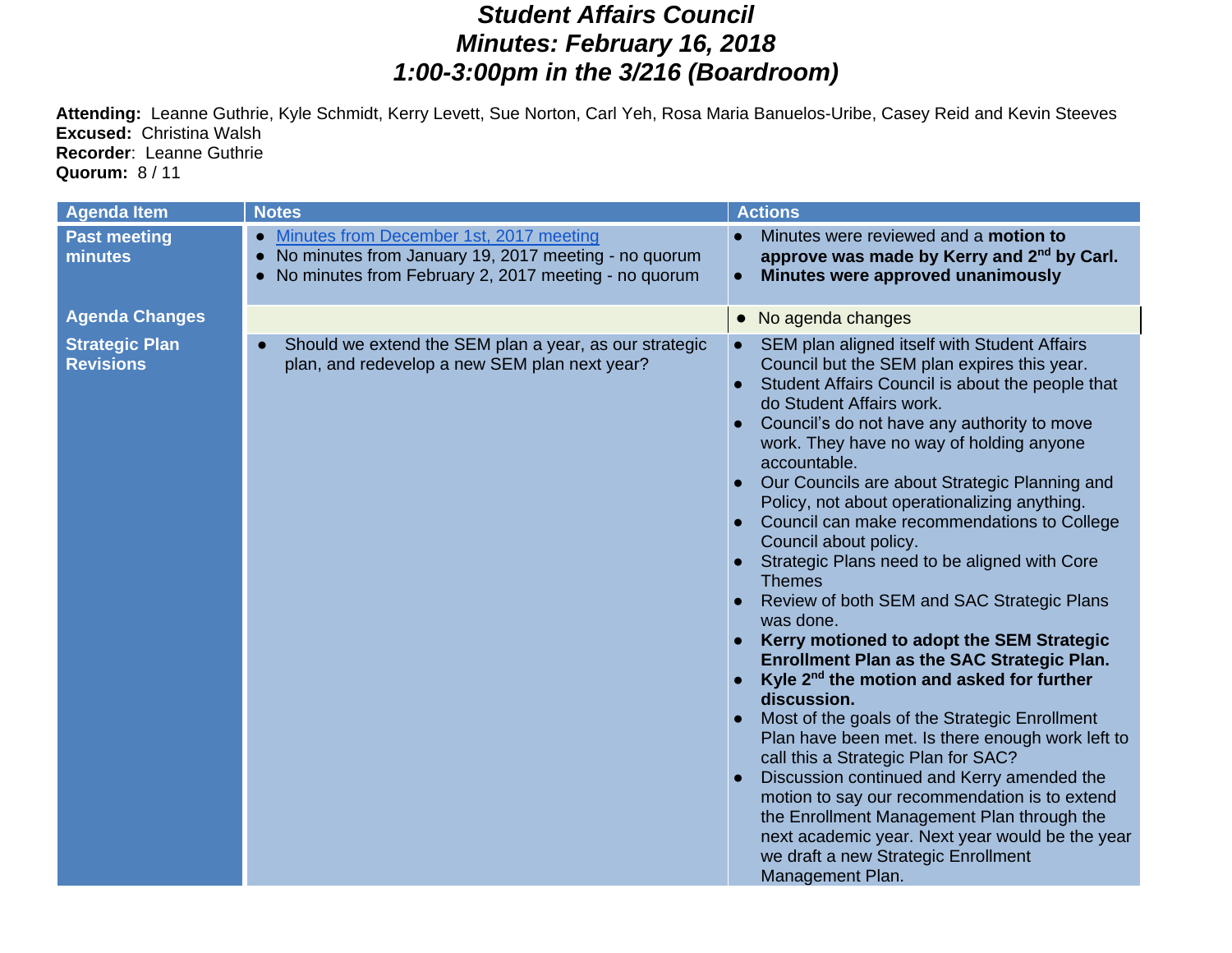# *Student Affairs Council*
# *Minutes: February 16, 2018*
# *1:00-3:00pm in the 3/216 (Boardroom)*

**Attending:** Leanne Guthrie, Kyle Schmidt, Kerry Levett, Sue Norton, Carl Yeh, Rosa Maria Banuelos-Uribe, Casey Reid and Kevin Steeves
**Excused:** Christina Walsh
**Recorder**: Leanne Guthrie
**Quorum:** 8 / 11

| Agenda Item | Notes | Actions |
|---|---|---|
| **Past meeting minutes** | • Minutes from December 1st, 2017 meeting<br>• No minutes from January 19, 2017 meeting - no quorum<br>• No minutes from February 2, 2017 meeting - no quorum | • Minutes were reviewed and a **motion to approve was made by Kerry and 2nd by Carl.**<br>• **Minutes were approved unanimously** |
| **Agenda Changes** | | • No agenda changes |
| **Strategic Plan Revisions** | • Should we extend the SEM plan a year, as our strategic plan, and redevelop a new SEM plan next year? | • SEM plan aligned itself with Student Affairs Council but the SEM plan expires this year.<br>• Student Affairs Council is about the people that do Student Affairs work.<br>• Council's do not have any authority to move work. They have no way of holding anyone accountable.<br>• Our Councils are about Strategic Planning and Policy, not about operationalizing anything.<br>• Council can make recommendations to College Council about policy.<br>• Strategic Plans need to be aligned with Core Themes<br>• Review of both SEM and SAC Strategic Plans was done.<br>• **Kerry motioned to adopt the SEM Strategic Enrollment Plan as the SAC Strategic Plan.**<br>• **Kyle 2nd the motion and asked for further discussion.**<br>• Most of the goals of the Strategic Enrollment Plan have been met. Is there enough work left to call this a Strategic Plan for SAC?<br>• Discussion continued and Kerry amended the motion to say our recommendation is to extend the Enrollment Management Plan through the next academic year. Next year would be the year we draft a new Strategic Enrollment Management Plan. |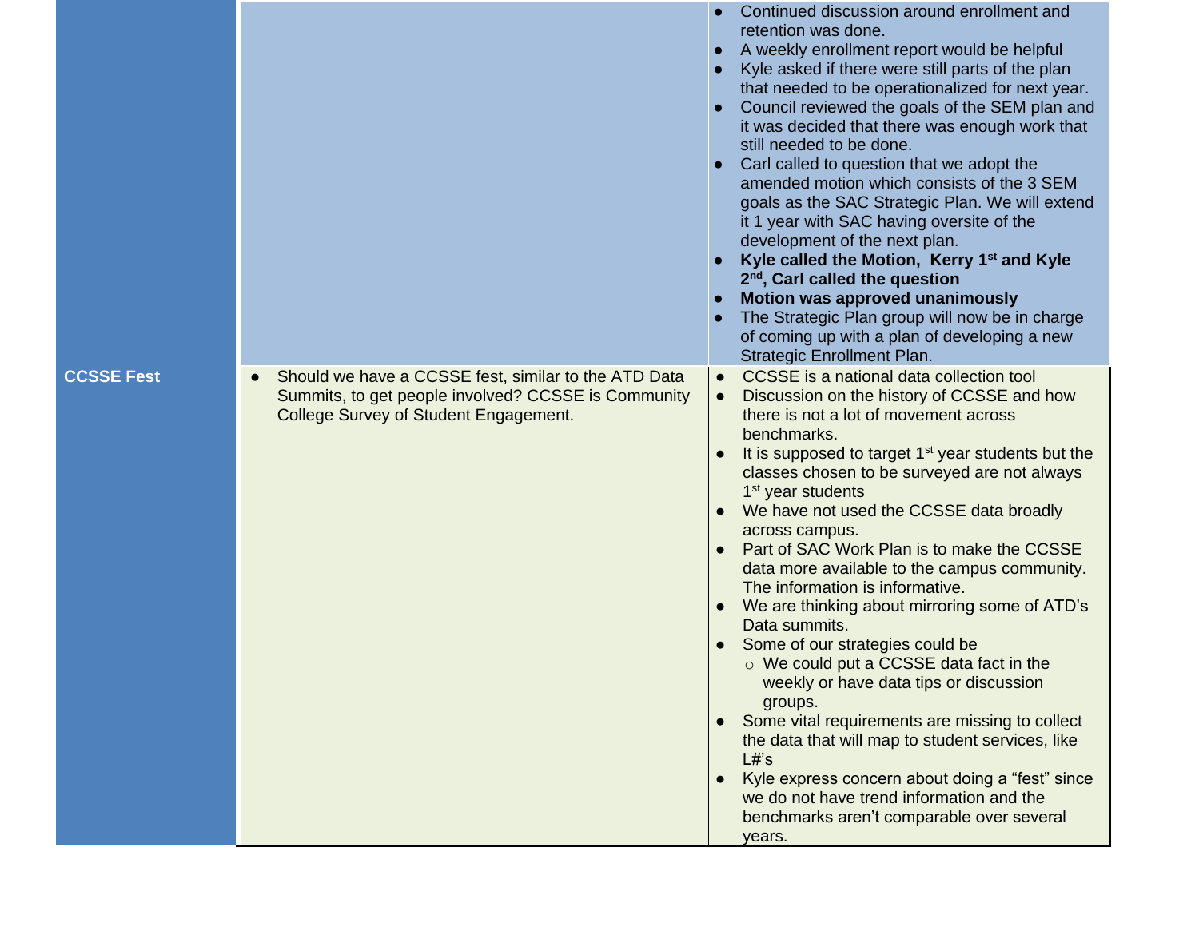| | | |
|---|---|---|
| | | <ul><li>Continued discussion around enrollment and retention was done.</li><li>A weekly enrollment report would be helpful</li><li>Kyle asked if there were still parts of the plan that needed to be operationalized for next year.</li><li>Council reviewed the goals of the SEM plan and it was decided that there was enough work that still needed to be done.</li><li>Carl called to question that we adopt the amended motion which consists of the 3 SEM goals as the SAC Strategic Plan. We will extend it 1 year with SAC having oversite of the development of the next plan.</li><li>**Kyle called the Motion, Kerry 1st and Kyle 2nd, Carl called the question**</li><li>**Motion was approved unanimously**</li><li>The Strategic Plan group will now be in charge of coming up with a plan of developing a new Strategic Enrollment Plan.</li></ul> |
| **CCSSE Fest** | <ul><li>Should we have a CCSSE fest, similar to the ATD Data Summits, to get people involved? CCSSE is Community College Survey of Student Engagement.</li></ul> | <ul><li>CCSSE is a national data collection tool</li><li>Discussion on the history of CCSSE and how there is not a lot of movement across benchmarks.</li><li>It is supposed to target 1st year students but the classes chosen to be surveyed are not always 1st year students</li><li>We have not used the CCSSE data broadly across campus.</li><li>Part of SAC Work Plan is to make the CCSSE data more available to the campus community. The information is informative.</li><li>We are thinking about mirroring some of ATD's Data summits.</li><li>Some of our strategies could be<ul><li>We could put a CCSSE data fact in the weekly or have data tips or discussion groups.</li></ul></li><li>Some vital requirements are missing to collect the data that will map to student services, like L#'s</li><li>Kyle express concern about doing a "fest" since we do not have trend information and the benchmarks aren't comparable over several years.</li></ul> |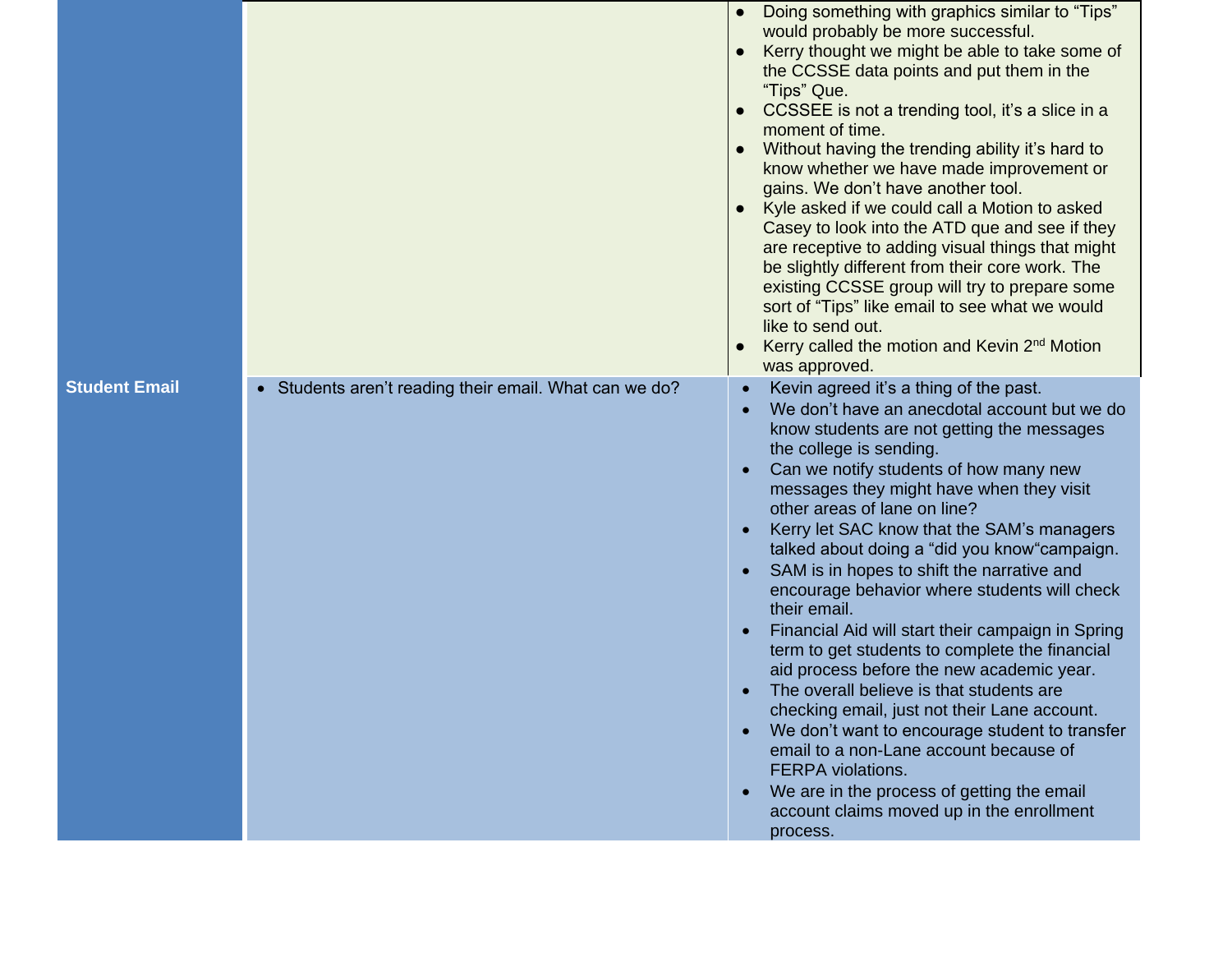| | | |
|---|---|---|
| | | • Doing something with graphics similar to "Tips" would probably be more successful.<br>• Kerry thought we might be able to take some of the CCSSE data points and put them in the "Tips" Que.<br>• CCSSEE is not a trending tool, it's a slice in a moment of time.<br>• Without having the trending ability it's hard to know whether we have made improvement or gains. We don't have another tool.<br>• Kyle asked if we could call a Motion to asked Casey to look into the ATD que and see if they are receptive to adding visual things that might be slightly different from their core work. The existing CCSSE group will try to prepare some sort of "Tips" like email to see what we would like to send out.<br>• Kerry called the motion and Kevin 2nd Motion was approved. |
| **Student Email** | • Students aren't reading their email. What can we do? | • Kevin agreed it's a thing of the past.<br>• We don't have an anecdotal account but we do know students are not getting the messages the college is sending.<br>• Can we notify students of how many new messages they might have when they visit other areas of lane on line?<br>• Kerry let SAC know that the SAM's managers talked about doing a "did you know"campaign.<br>• SAM is in hopes to shift the narrative and encourage behavior where students will check their email.<br>• Financial Aid will start their campaign in Spring term to get students to complete the financial aid process before the new academic year.<br>• The overall believe is that students are checking email, just not their Lane account.<br>• We don't want to encourage student to transfer email to a non-Lane account because of FERPA violations.<br>• We are in the process of getting the email account claims moved up in the enrollment process. |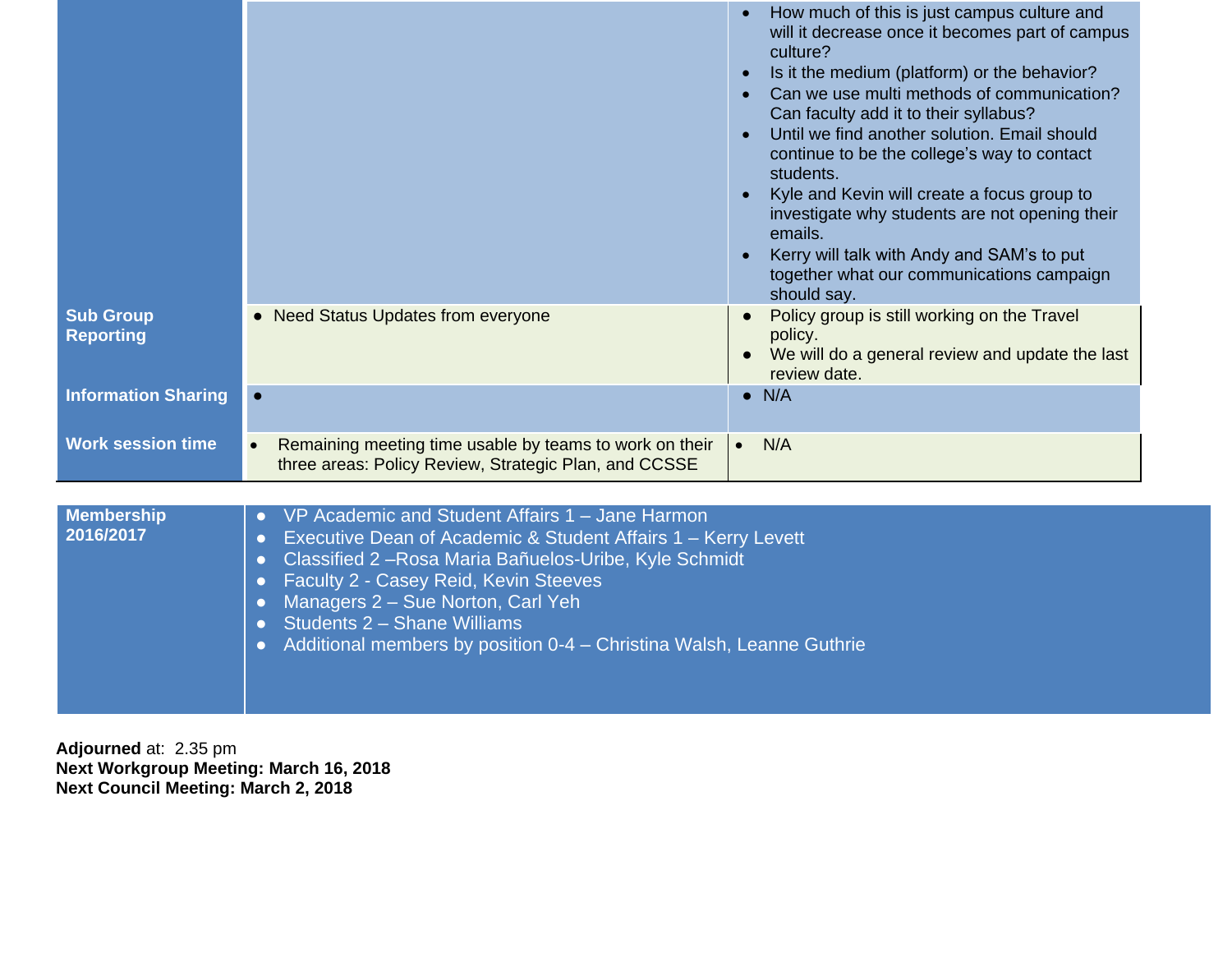| | | |
|---|---|---|
| | | • How much of this is just campus culture and will it decrease once it becomes part of campus culture?<br>• Is it the medium (platform) or the behavior?<br>• Can we use multi methods of communication? Can faculty add it to their syllabus?<br>• Until we find another solution. Email should continue to be the college's way to contact students.<br>• Kyle and Kevin will create a focus group to investigate why students are not opening their emails.<br>• Kerry will talk with Andy and SAM's to put together what our communications campaign should say. |
| **Sub Group Reporting** | • Need Status Updates from everyone | • Policy group is still working on the Travel policy.<br>• We will do a general review and update the last review date. |
| **Information Sharing** | • | • N/A |
| **Work session time** | • Remaining meeting time usable by teams to work on their three areas: Policy Review, Strategic Plan, and CCSSE | • N/A |

| | |
|---|---|
| **Membership 2016/2017** | • VP Academic and Student Affairs 1 – Jane Harmon<br>• Executive Dean of Academic & Student Affairs 1 – Kerry Levett<br>• Classified 2 –Rosa Maria Bañuelos-Uribe, Kyle Schmidt<br>• Faculty 2 - Casey Reid, Kevin Steeves<br>• Managers 2 – Sue Norton, Carl Yeh<br>• Students 2 – Shane Williams<br>• Additional members by position 0-4 – Christina Walsh, Leanne Guthrie |

**Adjourned** at: 2.35 pm
**Next Workgroup Meeting: March 16, 2018**
**Next Council Meeting: March 2, 2018**